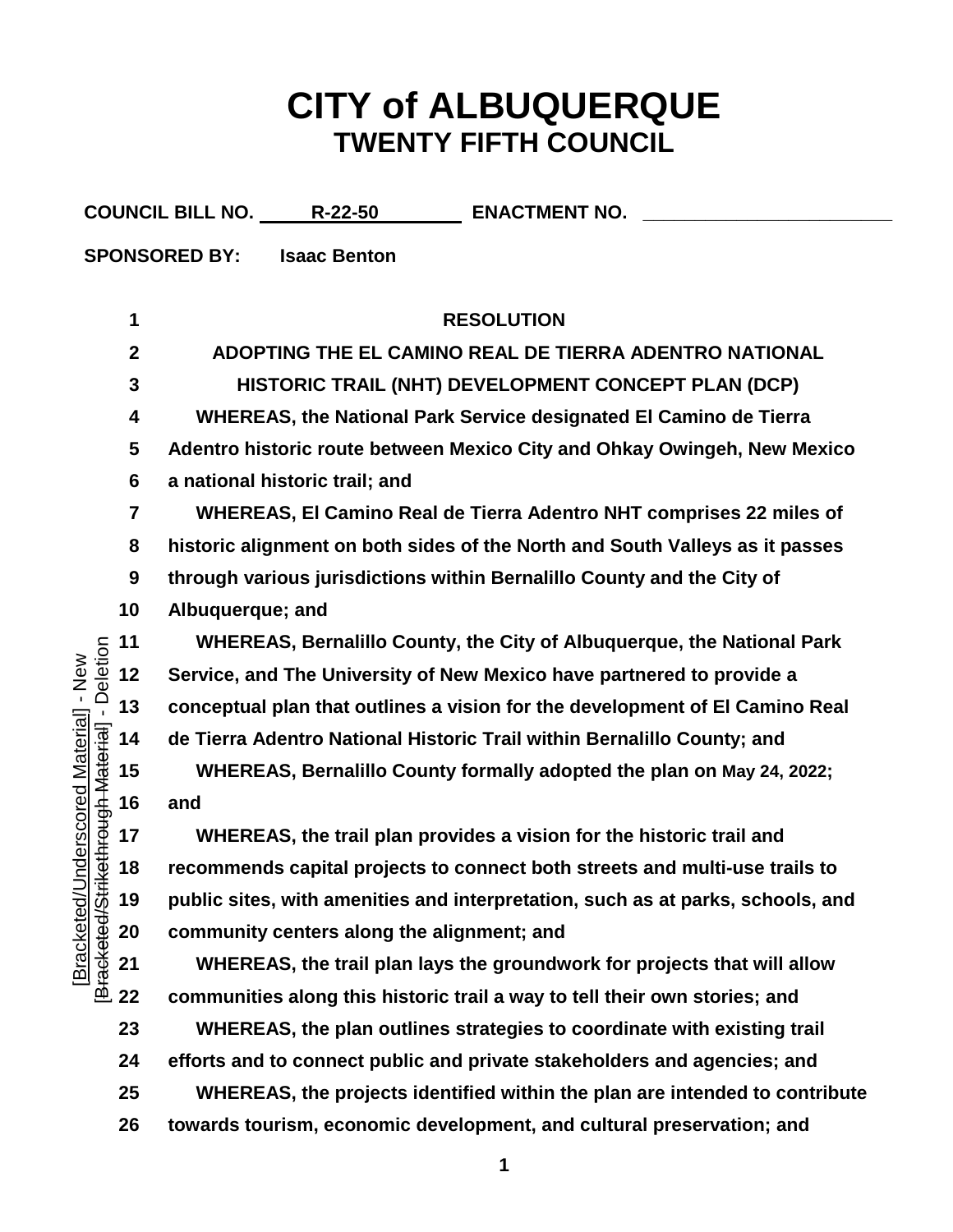# CITY of ALBUQUERQUE
## TWENTY FIFTH COUNCIL

**COUNCIL BILL NO.** R-22-50 **ENACTMENT NO.** ________________________

**SPONSORED BY:** Isaac Benton

**RESOLUTION**

**ADOPTING THE EL CAMINO REAL DE TIERRA ADENTRO NATIONAL HISTORIC TRAIL (NHT) DEVELOPMENT CONCEPT PLAN (DCP)**

**WHEREAS, the National Park Service designated El Camino de Tierra Adentro historic route between Mexico City and Ohkay Owingeh, New Mexico a national historic trail; and**

**WHEREAS, El Camino Real de Tierra Adentro NHT comprises 22 miles of historic alignment on both sides of the North and South Valleys as it passes through various jurisdictions within Bernalillo County and the City of Albuquerque; and**

**WHEREAS, Bernalillo County, the City of Albuquerque, the National Park Service, and The University of New Mexico have partnered to provide a conceptual plan that outlines a vision for the development of El Camino Real de Tierra Adentro National Historic Trail within Bernalillo County; and**

**WHEREAS, Bernalillo County formally adopted the plan on May 24, 2022; and**

**WHEREAS, the trail plan provides a vision for the historic trail and recommends capital projects to connect both streets and multi-use trails to public sites, with amenities and interpretation, such as at parks, schools, and community centers along the alignment; and**

**WHEREAS, the trail plan lays the groundwork for projects that will allow communities along this historic trail a way to tell their own stories; and**

**WHEREAS, the plan outlines strategies to coordinate with existing trail efforts and to connect public and private stakeholders and agencies; and**

**WHEREAS, the projects identified within the plan are intended to contribute towards tourism, economic development, and cultural preservation; and**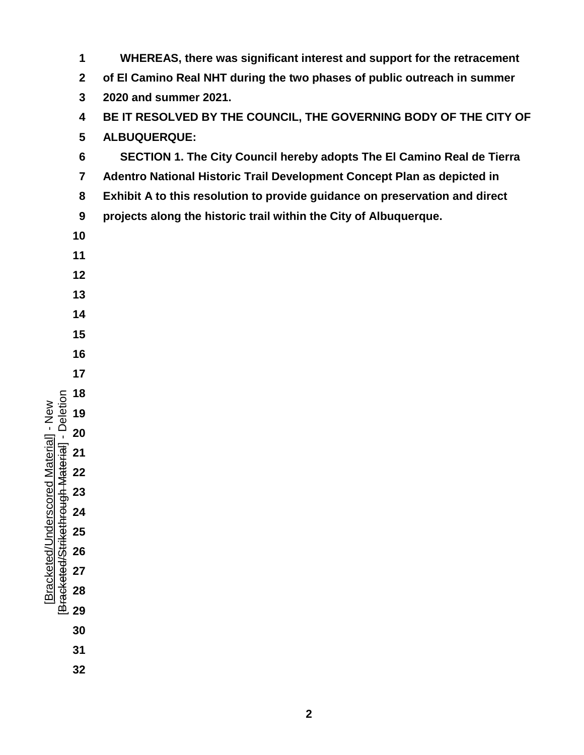**WHEREAS, there was significant interest and support for the retracement of El Camino Real NHT during the two phases of public outreach in summer 2020 and summer 2021.**

**BE IT RESOLVED BY THE COUNCIL, THE GOVERNING BODY OF THE CITY OF ALBUQUERQUE:**

**SECTION 1. The City Council hereby adopts The El Camino Real de Tierra Adentro National Historic Trail Development Concept Plan as depicted in Exhibit A to this resolution to provide guidance on preservation and direct projects along the historic trail within the City of Albuquerque.**

[Bracketed/Underscored Material] - New
[Bracketed/Strikethrough Material] - Deletion